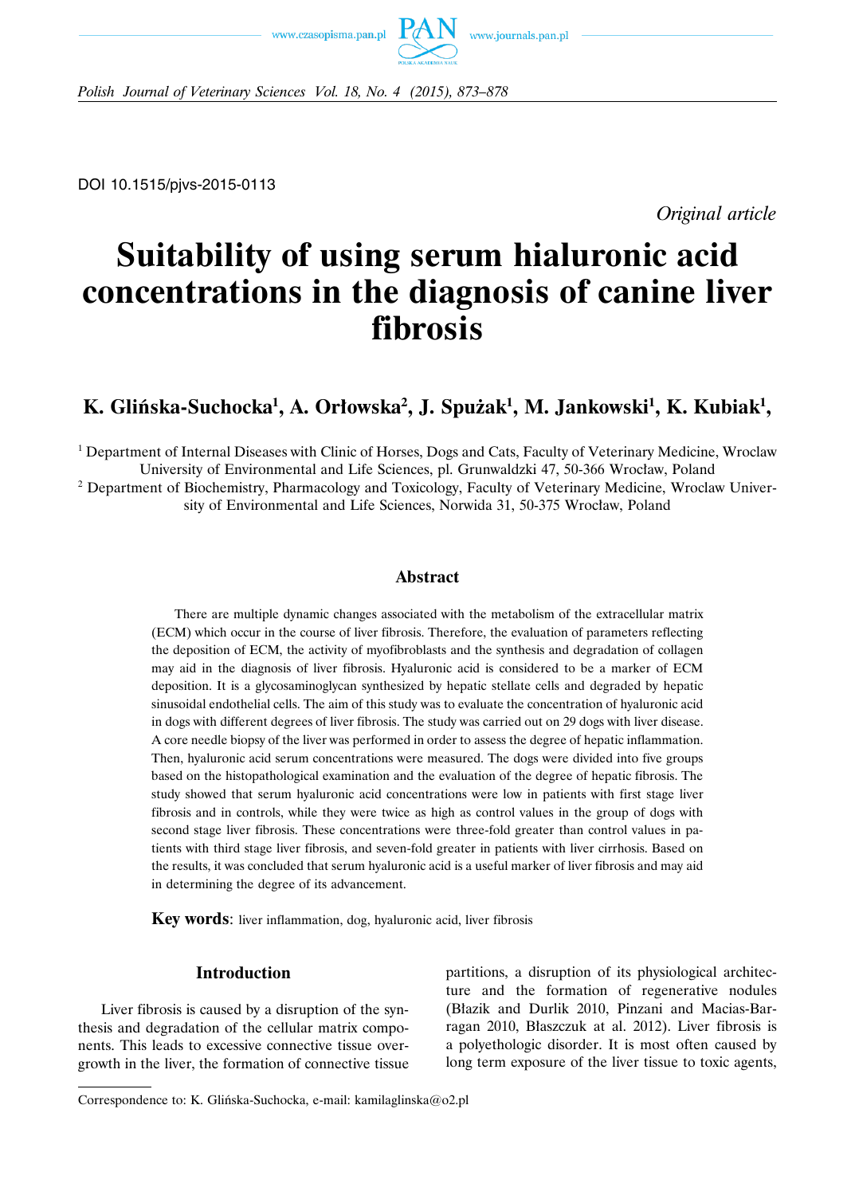DOI 10.1515/pjvs-2015-0113

*Original article*

# Suitability of using serum hialuronic acid concentrations in the diagnosis of canine liver fibrosis

**K. Glińska-Suchocka[1], A. Orłowska[2], J. Spużak[1], M. Jankowski[1], K. Kubiak[1],**

[1] Department of Internal Diseases with Clinic of Horses, Dogs and Cats, Faculty of Veterinary Medicine, Wroclaw University of Environmental and Life Sciences, pl. Grunwaldzki 47, 50-366 Wrocław, Poland

[2] Department of Biochemistry, Pharmacology and Toxicology, Faculty of Veterinary Medicine, Wroclaw University of Environmental and Life Sciences, Norwida 31, 50-375 Wrocław, Poland

## Abstract

There are multiple dynamic changes associated with the metabolism of the extracellular matrix (ECM) which occur in the course of liver fibrosis. Therefore, the evaluation of parameters reflecting the deposition of ECM, the activity of myofibroblasts and the synthesis and degradation of collagen may aid in the diagnosis of liver fibrosis. Hyaluronic acid is considered to be a marker of ECM deposition. It is a glycosaminoglycan synthesized by hepatic stellate cells and degraded by hepatic sinusoidal endothelial cells. The aim of this study was to evaluate the concentration of hyaluronic acid in dogs with different degrees of liver fibrosis. The study was carried out on 29 dogs with liver disease. A core needle biopsy of the liver was performed in order to assess the degree of hepatic inflammation. Then, hyaluronic acid serum concentrations were measured. The dogs were divided into five groups based on the histopathological examination and the evaluation of the degree of hepatic fibrosis. The study showed that serum hyaluronic acid concentrations were low in patients with first stage liver fibrosis and in controls, while they were twice as high as control values in the group of dogs with second stage liver fibrosis. These concentrations were three-fold greater than control values in patients with third stage liver fibrosis, and seven-fold greater in patients with liver cirrhosis. Based on the results, it was concluded that serum hyaluronic acid is a useful marker of liver fibrosis and may aid in determining the degree of its advancement.

**Key words**: liver inflammation, dog, hyaluronic acid, liver fibrosis

## Introduction

Liver fibrosis is caused by a disruption of the synthesis and degradation of the cellular matrix components. This leads to excessive connective tissue overgrowth in the liver, the formation of connective tissue partitions, a disruption of its physiological architecture and the formation of regenerative nodules (Błazik and Durlik 2010, Pinzani and Macias-Barragan 2010, Błaszczuk at al. 2012). Liver fibrosis is a polyethologic disorder. It is most often caused by long term exposure of the liver tissue to toxic agents,

Correspondence to: K. Glińska-Suchocka, e-mail: kamilaglinska@o2.pl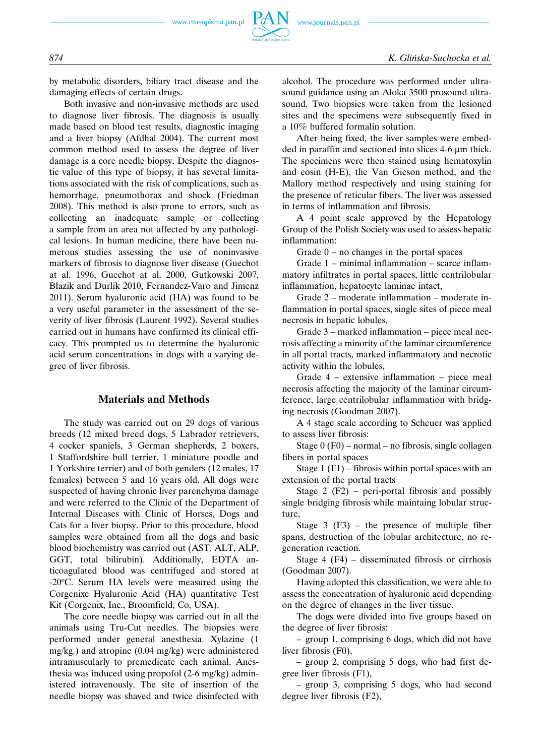by metabolic disorders, biliary tract disease and the damaging effects of certain drugs.

Both invasive and non-invasive methods are used to diagnose liver fibrosis. The diagnosis is usually made based on blood test results, diagnostic imaging and a liver biopsy (Afdhal 2004). The current most common method used to assess the degree of liver damage is a core needle biopsy. Despite the diagnostic value of this type of biopsy, it has several limitations associated with the risk of complications, such as hemorrhage, pneumothorax and shock (Friedman 2008). This method is also prone to errors, such as collecting an inadequate sample or collecting a sample from an area not affected by any pathological lesions. In human medicine, there have been numerous studies assessing the use of noninvasive markers of fibrosis to diagnose liver disease (Guechot at al. 1996, Guechot at al. 2000, Gutkowski 2007, Błazik and Durlik 2010, Fernandez-Varo and Jimenz 2011). Serum hyaluronic acid (HA) was found to be a very useful parameter in the assessment of the severity of liver fibrosis (Laurent 1992). Several studies carried out in humans have confirmed its clinical efficacy. This prompted us to determine the hyaluronic acid serum concentrations in dogs with a varying degree of liver fibrosis.

## Materials and Methods

The study was carried out on 29 dogs of various breeds (12 mixed breed dogs, 5 Labrador retrievers, 4 cocker spaniels, 3 German shepherds, 2 boxers, 1 Staffordshire bull terrier, 1 miniature poodle and 1 Yorkshire terrier) and of both genders (12 males, 17 females) between 5 and 16 years old. All dogs were suspected of having chronic liver parenchyma damage and were referred to the Clinic of the Department of Internal Diseases with Clinic of Horses, Dogs and Cats for a liver biopsy. Prior to this procedure, blood samples were obtained from all the dogs and basic blood biochemistry was carried out (AST, ALT, ALP, GGT, total bilirubin). Additionally, EDTA anticoagulated blood was centrifuged and stored at -20°C. Serum HA levels were measured using the Corgenixe Hyaluronic Acid (HA) quantitative Test Kit (Corgenix, Inc., Broomfield, Co, USA).

The core needle biopsy was carried out in all the animals using Tru-Cut needles. The biopsies were performed under general anesthesia. Xylazine (1 mg/kg.) and atropine (0.04 mg/kg) were administered intramuscularly to premedicate each animal. Anesthesia was induced using propofol (2-6 mg/kg) administered intravenously. The site of insertion of the needle biopsy was shaved and twice disinfected with alcohol. The procedure was performed under ultrasound guidance using an Aloka 3500 prosound ultrasound. Two biopsies were taken from the lesioned sites and the specimens were subsequently fixed in a 10% buffered formalin solution.

After being fixed, the liver samples were embedded in paraffin and sectioned into slices 4-6 μm thick. The specimens were then stained using hematoxylin and eosin (H-E), the Van Gieson method, and the Mallory method respectively and using staining for the presence of reticular fibers. The liver was assessed in terms of inflammation and fibrosis.

A 4 point scale approved by the Hepatology Group of the Polish Society was used to assess hepatic inflammation:

Grade 0 – no changes in the portal spaces

Grade 1 – minimal inflammation – scarce inflammatory infiltrates in portal spaces, little centrilobular inflammation, hepatocyte laminae intact,

Grade 2 – moderate inflammation – moderate inflammation in portal spaces, single sites of piece meal necrosis in hepatic lobules,

Grade 3 – marked inflammation – piece meal necrosis affecting a minority of the laminar circumference in all portal tracts, marked inflammatory and necrotic activity within the lobules,

Grade 4 – extensive inflammation – piece meal necrosis affecting the majority of the laminar circumference, large centrilobular inflammation with bridging necrosis (Goodman 2007).

A 4 stage scale according to Scheuer was applied to assess liver fibrosis:

Stage 0 (F0) – normal – no fibrosis, single collagen fibers in portal spaces

Stage 1 (F1) – fibrosis within portal spaces with an extension of the portal tracts

Stage 2 (F2) – peri-portal fibrosis and possibly single bridging fibrosis while maintaing lobular structure,

Stage 3 (F3) – the presence of multiple fiber spans, destruction of the lobular architecture, no regeneration reaction.

Stage 4 (F4) – disseminated fibrosis or cirrhosis (Goodman 2007).

Having adopted this classification, we were able to assess the concentration of hyaluronic acid depending on the degree of changes in the liver tissue.

The dogs were divided into five groups based on the degree of liver fibrosis:

– group 1, comprising 6 dogs, which did not have liver fibrosis (F0),

– group 2, comprising 5 dogs, who had first degree liver fibrosis (F1),

– group 3, comprising 5 dogs, who had second degree liver fibrosis (F2),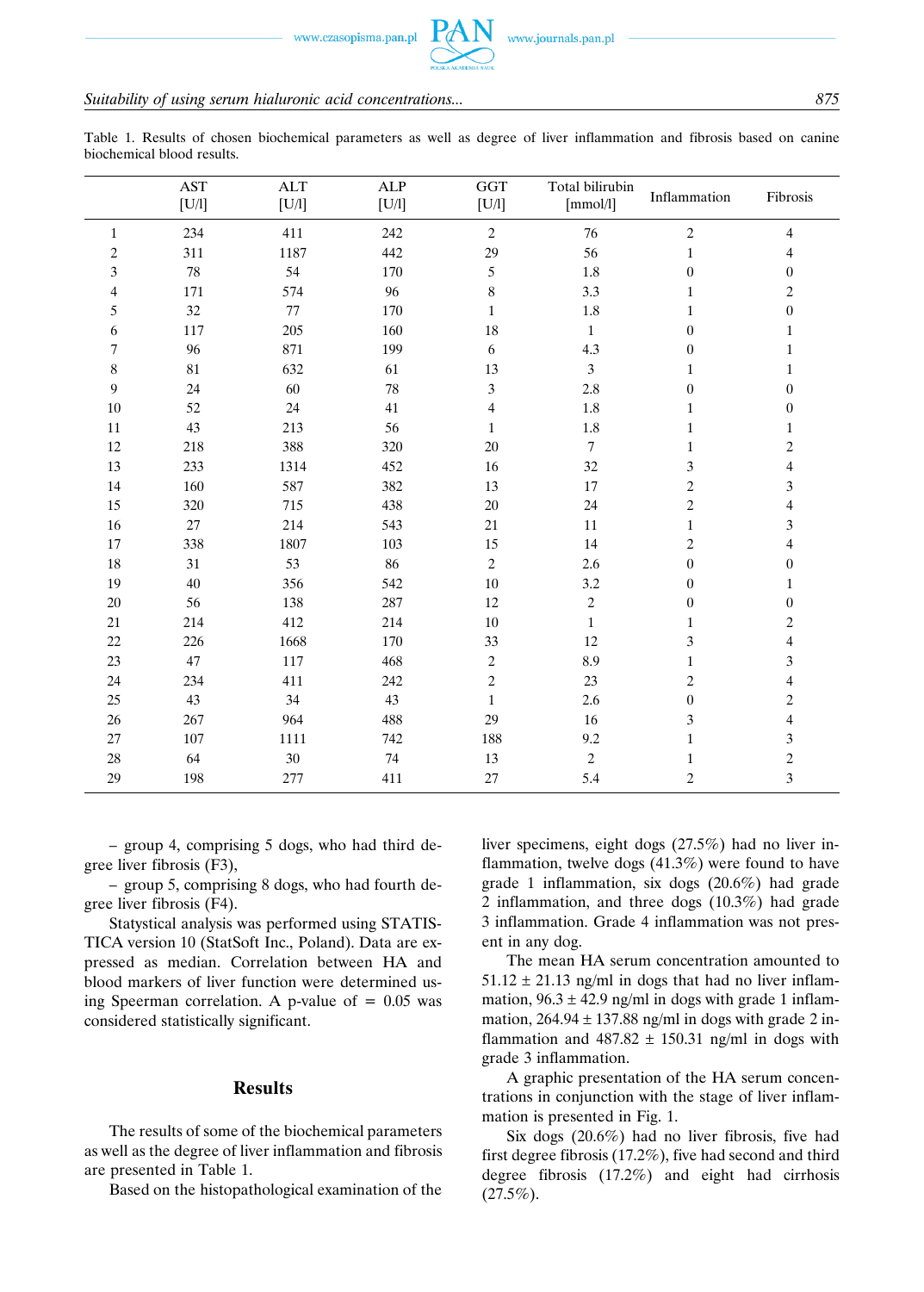Table 1. Results of chosen biochemical parameters as well as degree of liver inflammation and fibrosis based on canine biochemical blood results.

| | AST [U/l] | ALT [U/l] | ALP [U/l] | GGT [U/l] | Total bilirubin [mmol/l] | Inflammation | Fibrosis |
|---|---|---|---|---|---|---|---|
| 1 | 234 | 411 | 242 | 2 | 76 | 2 | 4 |
| 2 | 311 | 1187 | 442 | 29 | 56 | 1 | 4 |
| 3 | 78 | 54 | 170 | 5 | 1.8 | 0 | 0 |
| 4 | 171 | 574 | 96 | 8 | 3.3 | 1 | 2 |
| 5 | 32 | 77 | 170 | 1 | 1.8 | 1 | 0 |
| 6 | 117 | 205 | 160 | 18 | 1 | 0 | 1 |
| 7 | 96 | 871 | 199 | 6 | 4.3 | 0 | 1 |
| 8 | 81 | 632 | 61 | 13 | 3 | 1 | 1 |
| 9 | 24 | 60 | 78 | 3 | 2.8 | 0 | 0 |
| 10 | 52 | 24 | 41 | 4 | 1.8 | 1 | 0 |
| 11 | 43 | 213 | 56 | 1 | 1.8 | 1 | 1 |
| 12 | 218 | 388 | 320 | 20 | 7 | 1 | 2 |
| 13 | 233 | 1314 | 452 | 16 | 32 | 3 | 4 |
| 14 | 160 | 587 | 382 | 13 | 17 | 2 | 3 |
| 15 | 320 | 715 | 438 | 20 | 24 | 2 | 4 |
| 16 | 27 | 214 | 543 | 21 | 11 | 1 | 3 |
| 17 | 338 | 1807 | 103 | 15 | 14 | 2 | 4 |
| 18 | 31 | 53 | 86 | 2 | 2.6 | 0 | 0 |
| 19 | 40 | 356 | 542 | 10 | 3.2 | 0 | 1 |
| 20 | 56 | 138 | 287 | 12 | 2 | 0 | 0 |
| 21 | 214 | 412 | 214 | 10 | 1 | 1 | 2 |
| 22 | 226 | 1668 | 170 | 33 | 12 | 3 | 4 |
| 23 | 47 | 117 | 468 | 2 | 8.9 | 1 | 3 |
| 24 | 234 | 411 | 242 | 2 | 23 | 2 | 4 |
| 25 | 43 | 34 | 43 | 1 | 2.6 | 0 | 2 |
| 26 | 267 | 964 | 488 | 29 | 16 | 3 | 4 |
| 27 | 107 | 1111 | 742 | 188 | 9.2 | 1 | 3 |
| 28 | 64 | 30 | 74 | 13 | 2 | 1 | 2 |
| 29 | 198 | 277 | 411 | 27 | 5.4 | 2 | 3 |

– group 4, comprising 5 dogs, who had third degree liver fibrosis (F3),

– group 5, comprising 8 dogs, who had fourth degree liver fibrosis (F4).

Statystical analysis was performed using STATISTICA version 10 (StatSoft Inc., Poland). Data are expressed as median. Correlation between HA and blood markers of liver function were determined using Spearman correlation. A p-value of = 0.05 was considered statistically significant.

## Results

The results of some of the biochemical parameters as well as the degree of liver inflammation and fibrosis are presented in Table 1.

Based on the histopathological examination of the liver specimens, eight dogs (27.5%) had no liver inflammation, twelve dogs (41.3%) were found to have grade 1 inflammation, six dogs (20.6%) had grade 2 inflammation, and three dogs (10.3%) had grade 3 inflammation. Grade 4 inflammation was not present in any dog.

The mean HA serum concentration amounted to $51.12 \pm 21.13$ ng/ml in dogs that had no liver inflammation, $96.3 \pm 42.9$ ng/ml in dogs with grade 1 inflammation, $264.94 \pm 137.88$ ng/ml in dogs with grade 2 inflammation and $487.82 \pm 150.31$ ng/ml in dogs with grade 3 inflammation.

A graphic presentation of the HA serum concentrations in conjunction with the stage of liver inflammation is presented in Fig. 1.

Six dogs (20.6%) had no liver fibrosis, five had first degree fibrosis (17.2%), five had second and third degree fibrosis (17.2%) and eight had cirrhosis (27.5%).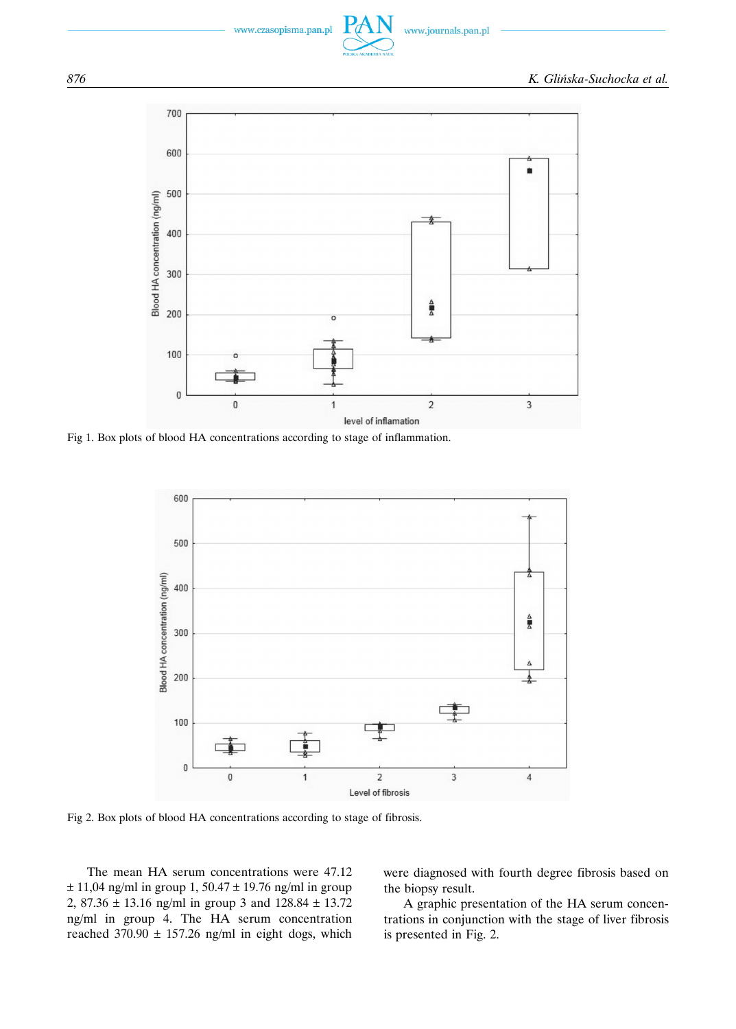Fig 1. Box plots of blood HA concentrations according to stage of inflammation.

Fig 2. Box plots of blood HA concentrations according to stage of fibrosis.

The mean HA serum concentrations were 47.12 ± 11,04 ng/ml in group 1, 50.47 ± 19.76 ng/ml in group 2, 87.36 ± 13.16 ng/ml in group 3 and 128.84 ± 13.72 ng/ml in group 4. The HA serum concentration reached 370.90 ± 157.26 ng/ml in eight dogs, which were diagnosed with fourth degree fibrosis based on the biopsy result.

A graphic presentation of the HA serum concentrations in conjunction with the stage of liver fibrosis is presented in Fig. 2.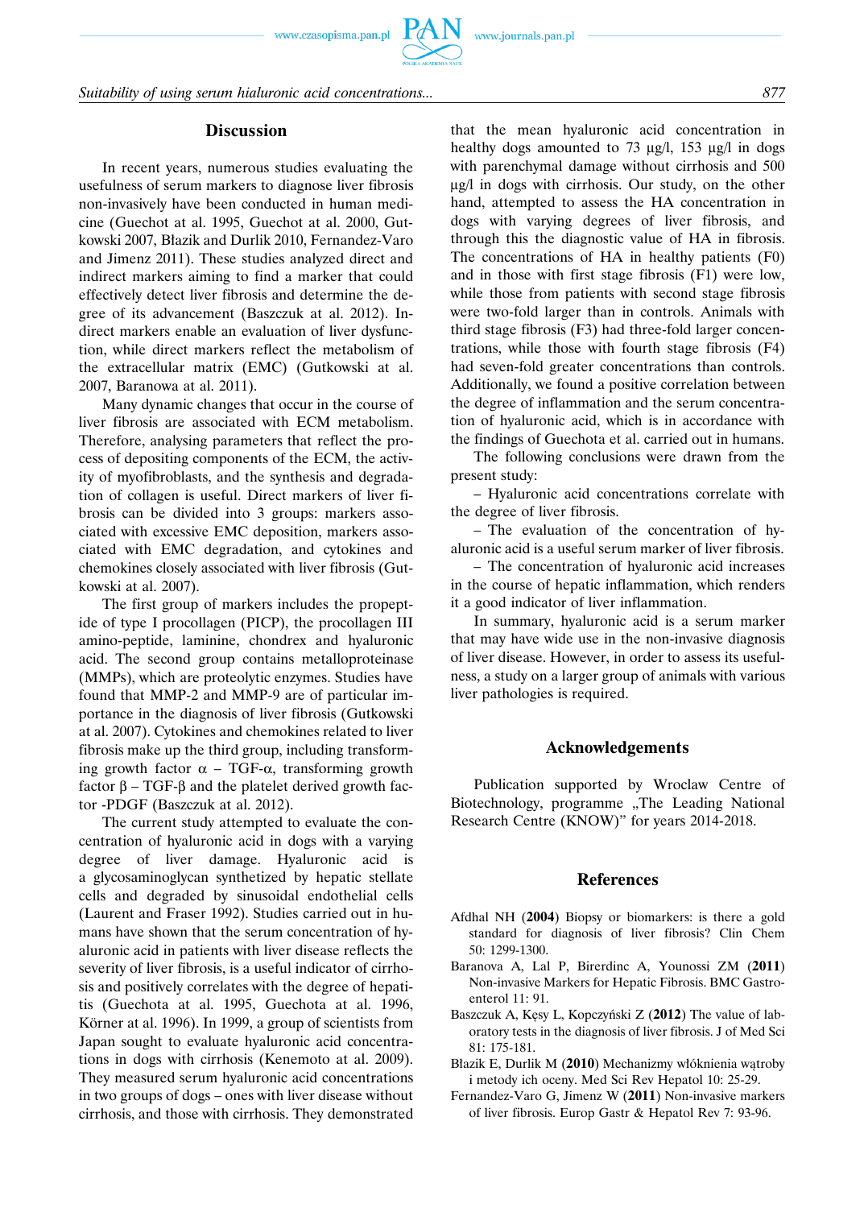## Discussion

In recent years, numerous studies evaluating the usefulness of serum markers to diagnose liver fibrosis non-invasively have been conducted in human medicine (Guechot at al. 1995, Guechot at al. 2000, Gutkowski 2007, Błazik and Durlik 2010, Fernandez-Varo and Jimenz 2011). These studies analyzed direct and indirect markers aiming to find a marker that could effectively detect liver fibrosis and determine the degree of its advancement (Baszczuk at al. 2012). Indirect markers enable an evaluation of liver dysfunction, while direct markers reflect the metabolism of the extracellular matrix (EMC) (Gutkowski at al. 2007, Baranowa at al. 2011).

Many dynamic changes that occur in the course of liver fibrosis are associated with ECM metabolism. Therefore, analysing parameters that reflect the process of depositing components of the ECM, the activity of myofibroblasts, and the synthesis and degradation of collagen is useful. Direct markers of liver fibrosis can be divided into 3 groups: markers associated with excessive EMC deposition, markers associated with EMC degradation, and cytokines and chemokines closely associated with liver fibrosis (Gutkowski at al. 2007).

The first group of markers includes the propeptide of type I procollagen (PICP), the procollagen III amino-peptide, laminine, chondrex and hyaluronic acid. The second group contains metalloproteinase (MMPs), which are proteolytic enzymes. Studies have found that MMP-2 and MMP-9 are of particular importance in the diagnosis of liver fibrosis (Gutkowski at al. 2007). Cytokines and chemokines related to liver fibrosis make up the third group, including transforming growth factor α – TGF-α, transforming growth factor β – TGF-β and the platelet derived growth factor -PDGF (Baszczuk at al. 2012).

The current study attempted to evaluate the concentration of hyaluronic acid in dogs with a varying degree of liver damage. Hyaluronic acid is a glycosaminoglycan synthetized by hepatic stellate cells and degraded by sinusoidal endothelial cells (Laurent and Fraser 1992). Studies carried out in humans have shown that the serum concentration of hyaluronic acid in patients with liver disease reflects the severity of liver fibrosis, is a useful indicator of cirrhosis and positively correlates with the degree of hepatitis (Guechota at al. 1995, Guechota at al. 1996, Körner at al. 1996). In 1999, a group of scientists from Japan sought to evaluate hyaluronic acid concentrations in dogs with cirrhosis (Kenemoto at al. 2009). They measured serum hyaluronic acid concentrations in two groups of dogs – ones with liver disease without cirrhosis, and those with cirrhosis. They demonstrated that the mean hyaluronic acid concentration in healthy dogs amounted to 73 µg/l, 153 µg/l in dogs with parenchymal damage without cirrhosis and 500 µg/l in dogs with cirrhosis. Our study, on the other hand, attempted to assess the HA concentration in dogs with varying degrees of liver fibrosis, and through this the diagnostic value of HA in fibrosis. The concentrations of HA in healthy patients (F0) and in those with first stage fibrosis (F1) were low, while those from patients with second stage fibrosis were two-fold larger than in controls. Animals with third stage fibrosis (F3) had three-fold larger concentrations, while those with fourth stage fibrosis (F4) had seven-fold greater concentrations than controls. Additionally, we found a positive correlation between the degree of inflammation and the serum concentration of hyaluronic acid, which is in accordance with the findings of Guechota et al. carried out in humans.

The following conclusions were drawn from the present study:

– Hyaluronic acid concentrations correlate with the degree of liver fibrosis.

– The evaluation of the concentration of hyaluronic acid is a useful serum marker of liver fibrosis.

– The concentration of hyaluronic acid increases in the course of hepatic inflammation, which renders it a good indicator of liver inflammation.

In summary, hyaluronic acid is a serum marker that may have wide use in the non-invasive diagnosis of liver disease. However, in order to assess its usefulness, a study on a larger group of animals with various liver pathologies is required.

## Acknowledgements

Publication supported by Wroclaw Centre of Biotechnology, programme „The Leading National Research Centre (KNOW)" for years 2014-2018.

## References

Afdhal NH (**2004**) Biopsy or biomarkers: is there a gold standard for diagnosis of liver fibrosis? Clin Chem 50: 1299-1300.

Baranova A, Lal P, Birerdinc A, Younossi ZM (**2011**) Non-invasive Markers for Hepatic Fibrosis. BMC Gastroenterol 11: 91.

Baszczuk A, Kęsy L, Kopczyński Z (**2012**) The value of laboratory tests in the diagnosis of liver fibrosis. J of Med Sci 81: 175-181.

Błazik E, Durlik M (**2010**) Mechanizmy włóknienia wątroby i metody ich oceny. Med Sci Rev Hepatol 10: 25-29.

Fernandez-Varo G, Jimenz W (**2011**) Non-invasive markers of liver fibrosis. Europ Gastr & Hepatol Rev 7: 93-96.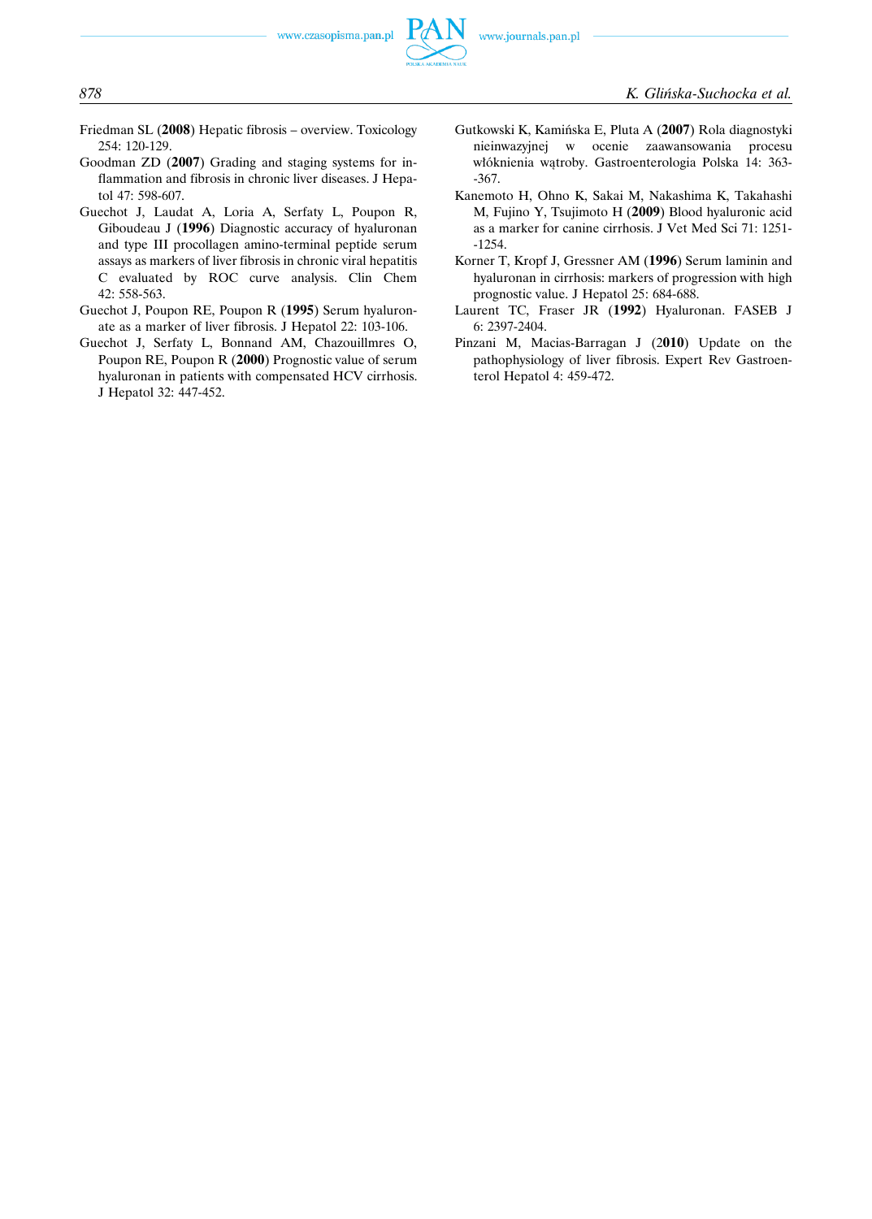Friedman SL (**2008**) Hepatic fibrosis – overview. Toxicology 254: 120-129.

Goodman ZD (**2007**) Grading and staging systems for inflammation and fibrosis in chronic liver diseases. J Hepatol 47: 598-607.

Guechot J, Laudat A, Loria A, Serfaty L, Poupon R, Giboudeau J (**1996**) Diagnostic accuracy of hyaluronan and type III procollagen amino-terminal peptide serum assays as markers of liver fibrosis in chronic viral hepatitis C evaluated by ROC curve analysis. Clin Chem 42: 558-563.

Guechot J, Poupon RE, Poupon R (**1995**) Serum hyaluronate as a marker of liver fibrosis. J Hepatol 22: 103-106.

Guechot J, Serfaty L, Bonnand AM, Chazouillmres O, Poupon RE, Poupon R (**2000**) Prognostic value of serum hyaluronan in patients with compensated HCV cirrhosis. J Hepatol 32: 447-452.

Gutkowski K, Kamińska E, Pluta A (**2007**) Rola diagnostyki nieinwazyjnej w ocenie zaawansowania procesu włóknienia wątroby. Gastroenterologia Polska 14: 363--367.

Kanemoto H, Ohno K, Sakai M, Nakashima K, Takahashi M, Fujino Y, Tsujimoto H (**2009**) Blood hyaluronic acid as a marker for canine cirrhosis. J Vet Med Sci 71: 1251--1254.

Korner T, Kropf J, Gressner AM (**1996**) Serum laminin and hyaluronan in cirrhosis: markers of progression with high prognostic value. J Hepatol 25: 684-688.

Laurent TC, Fraser JR (**1992**) Hyaluronan. FASEB J 6: 2397-2404.

Pinzani M, Macias-Barragan J (2**010**) Update on the pathophysiology of liver fibrosis. Expert Rev Gastroenterol Hepatol 4: 459-472.